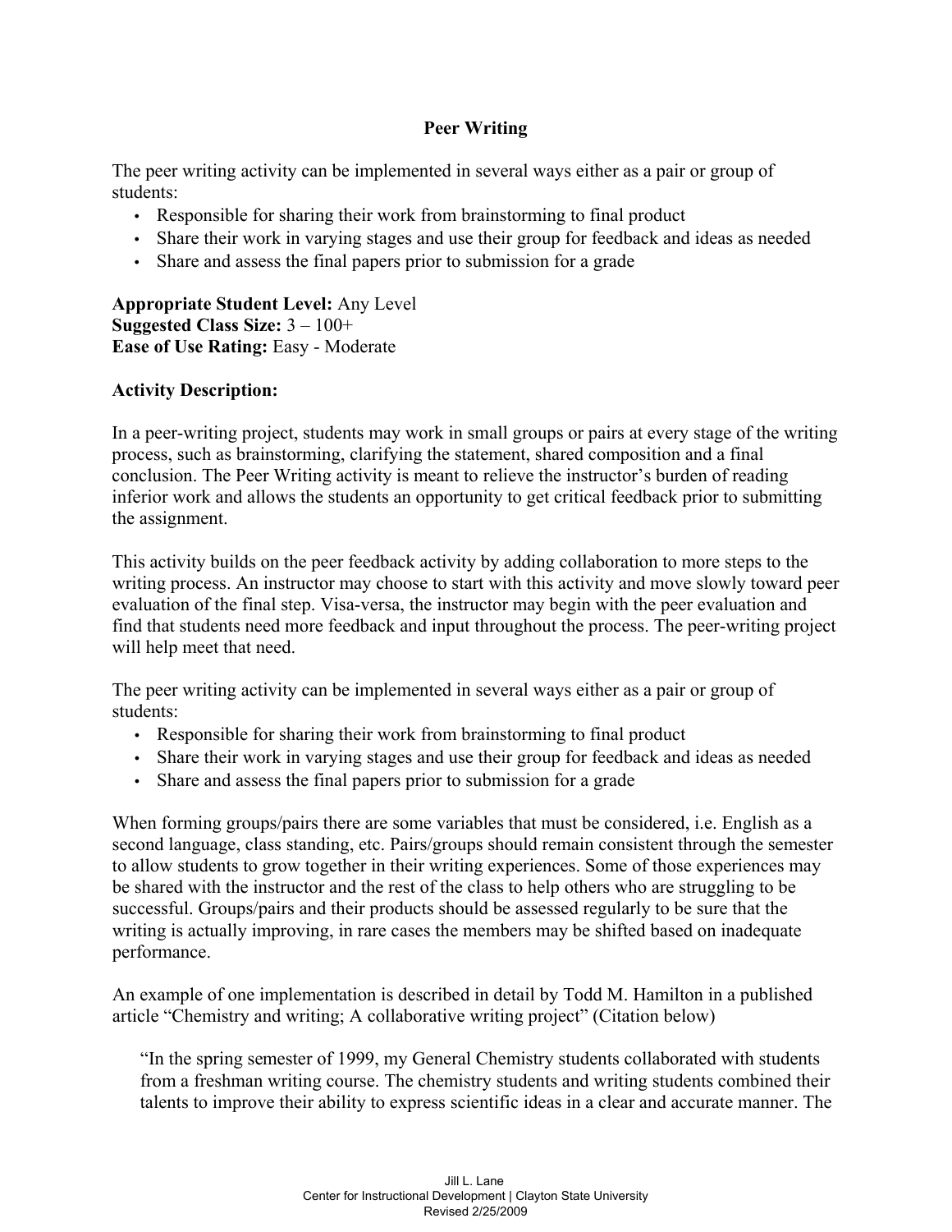# Peer Writing

The peer writing activity can be implemented in several ways either as a pair or group of students:

- Responsible for sharing their work from brainstorming to final product
- Share their work in varying stages and use their group for feedback and ideas as needed
- Share and assess the final papers prior to submission for a grade

**Appropriate Student Level:** Any Level
**Suggested Class Size:** 3 – 100+
**Ease of Use Rating:** Easy - Moderate

**Activity Description:**

In a peer-writing project, students may work in small groups or pairs at every stage of the writing process, such as brainstorming, clarifying the statement, shared composition and a final conclusion. The Peer Writing activity is meant to relieve the instructor's burden of reading inferior work and allows the students an opportunity to get critical feedback prior to submitting the assignment.

This activity builds on the peer feedback activity by adding collaboration to more steps to the writing process. An instructor may choose to start with this activity and move slowly toward peer evaluation of the final step. Visa-versa, the instructor may begin with the peer evaluation and find that students need more feedback and input throughout the process. The peer-writing project will help meet that need.

The peer writing activity can be implemented in several ways either as a pair or group of students:

- Responsible for sharing their work from brainstorming to final product
- Share their work in varying stages and use their group for feedback and ideas as needed
- Share and assess the final papers prior to submission for a grade

When forming groups/pairs there are some variables that must be considered, i.e. English as a second language, class standing, etc. Pairs/groups should remain consistent through the semester to allow students to grow together in their writing experiences. Some of those experiences may be shared with the instructor and the rest of the class to help others who are struggling to be successful. Groups/pairs and their products should be assessed regularly to be sure that the writing is actually improving, in rare cases the members may be shifted based on inadequate performance.

An example of one implementation is described in detail by Todd M. Hamilton in a published article "Chemistry and writing; A collaborative writing project" (Citation below)

> "In the spring semester of 1999, my General Chemistry students collaborated with students from a freshman writing course. The chemistry students and writing students combined their talents to improve their ability to express scientific ideas in a clear and accurate manner. The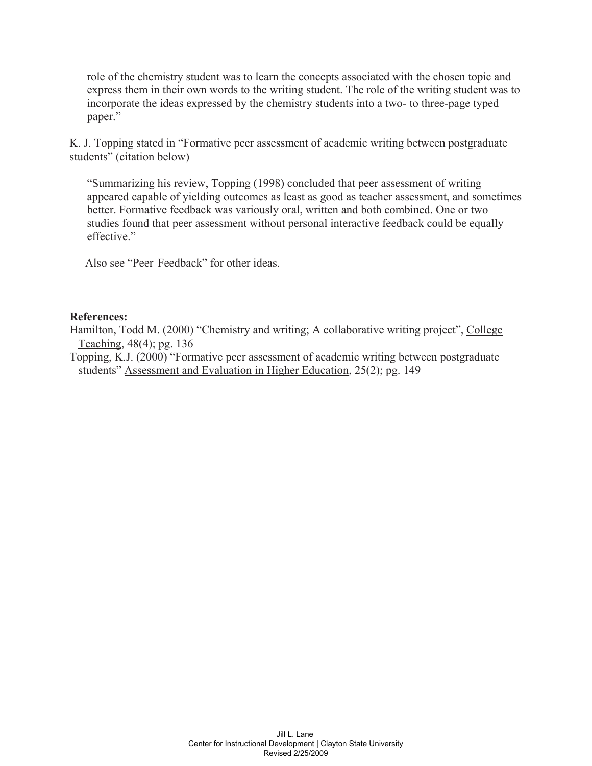> role of the chemistry student was to learn the concepts associated with the chosen topic and express them in their own words to the writing student. The role of the writing student was to incorporate the ideas expressed by the chemistry students into a two- to three-page typed paper."

K. J. Topping stated in "Formative peer assessment of academic writing between postgraduate students" (citation below)

> "Summarizing his review, Topping (1998) concluded that peer assessment of writing appeared capable of yielding outcomes as least as good as teacher assessment, and sometimes better. Formative feedback was variously oral, written and both combined. One or two studies found that peer assessment without personal interactive feedback could be equally effective."

Also see "Peer Feedback" for other ideas.

**References:**

Hamilton, Todd M. (2000) "Chemistry and writing; A collaborative writing project", College Teaching, 48(4); pg. 136

Topping, K.J. (2000) "Formative peer assessment of academic writing between postgraduate students" Assessment and Evaluation in Higher Education, 25(2); pg. 149

Jill L. Lane
Center for Instructional Development | Clayton State University
Revised 2/25/2009